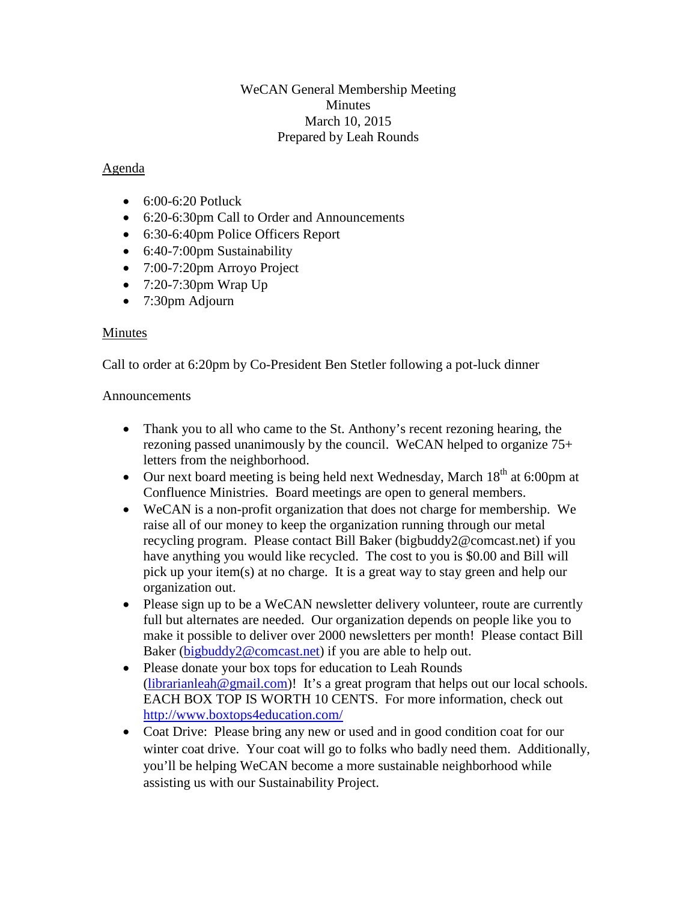WeCAN General Membership Meeting
Minutes
March 10, 2015
Prepared by Leah Rounds

## Agenda

- 6:00-6:20 Potluck
- 6:20-6:30pm Call to Order and Announcements
- 6:30-6:40pm Police Officers Report
- 6:40-7:00pm Sustainability
- 7:00-7:20pm Arroyo Project
- 7:20-7:30pm Wrap Up
- 7:30pm Adjourn

## Minutes

Call to order at 6:20pm by Co-President Ben Stetler following a pot-luck dinner

Announcements

- Thank you to all who came to the St. Anthony's recent rezoning hearing, the rezoning passed unanimously by the council. WeCAN helped to organize 75+ letters from the neighborhood.
- Our next board meeting is being held next Wednesday, March 18th at 6:00pm at Confluence Ministries. Board meetings are open to general members.
- WeCAN is a non-profit organization that does not charge for membership. We raise all of our money to keep the organization running through our metal recycling program. Please contact Bill Baker (bigbuddy2@comcast.net) if you have anything you would like recycled. The cost to you is $0.00 and Bill will pick up your item(s) at no charge. It is a great way to stay green and help our organization out.
- Please sign up to be a WeCAN newsletter delivery volunteer, route are currently full but alternates are needed. Our organization depends on people like you to make it possible to deliver over 2000 newsletters per month! Please contact Bill Baker (bigbuddy2@comcast.net) if you are able to help out.
- Please donate your box tops for education to Leah Rounds (librarianleah@gmail.com)! It's a great program that helps out our local schools. EACH BOX TOP IS WORTH 10 CENTS. For more information, check out http://www.boxtops4education.com/
- Coat Drive: Please bring any new or used and in good condition coat for our winter coat drive. Your coat will go to folks who badly need them. Additionally, you'll be helping WeCAN become a more sustainable neighborhood while assisting us with our Sustainability Project.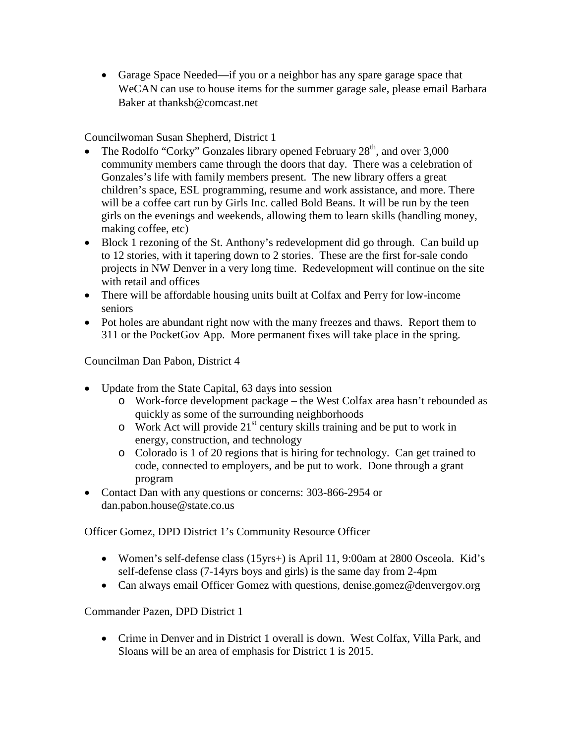- Garage Space Needed—if you or a neighbor has any spare garage space that WeCAN can use to house items for the summer garage sale, please email Barbara Baker at thanksb@comcast.net

Councilwoman Susan Shepherd, District 1

- The Rodolfo "Corky" Gonzales library opened February 28th, and over 3,000 community members came through the doors that day. There was a celebration of Gonzales's life with family members present. The new library offers a great children's space, ESL programming, resume and work assistance, and more. There will be a coffee cart run by Girls Inc. called Bold Beans. It will be run by the teen girls on the evenings and weekends, allowing them to learn skills (handling money, making coffee, etc)
- Block 1 rezoning of the St. Anthony's redevelopment did go through. Can build up to 12 stories, with it tapering down to 2 stories. These are the first for-sale condo projects in NW Denver in a very long time. Redevelopment will continue on the site with retail and offices
- There will be affordable housing units built at Colfax and Perry for low-income seniors
- Pot holes are abundant right now with the many freezes and thaws. Report them to 311 or the PocketGov App. More permanent fixes will take place in the spring.

Councilman Dan Pabon, District 4

- Update from the State Capital, 63 days into session
  - Work-force development package – the West Colfax area hasn't rebounded as quickly as some of the surrounding neighborhoods
  - Work Act will provide 21st century skills training and be put to work in energy, construction, and technology
  - Colorado is 1 of 20 regions that is hiring for technology. Can get trained to code, connected to employers, and be put to work. Done through a grant program
- Contact Dan with any questions or concerns: 303-866-2954 or dan.pabon.house@state.co.us

Officer Gomez, DPD District 1's Community Resource Officer

- Women's self-defense class (15yrs+) is April 11, 9:00am at 2800 Osceola. Kid's self-defense class (7-14yrs boys and girls) is the same day from 2-4pm
- Can always email Officer Gomez with questions, denise.gomez@denvergov.org

Commander Pazen, DPD District 1

- Crime in Denver and in District 1 overall is down. West Colfax, Villa Park, and Sloans will be an area of emphasis for District 1 is 2015.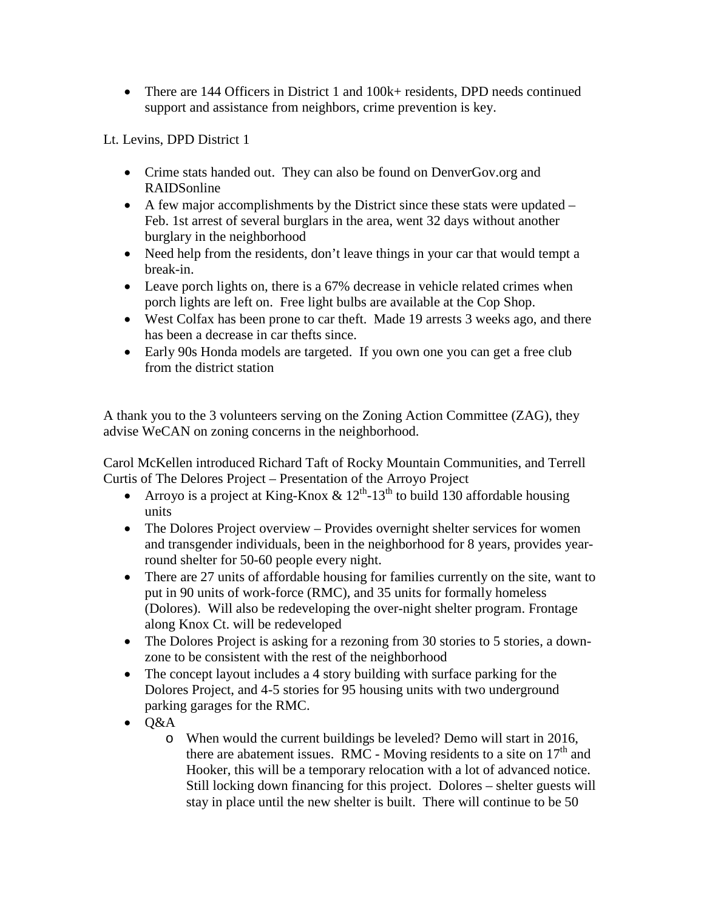- There are 144 Officers in District 1 and 100k+ residents, DPD needs continued support and assistance from neighbors, crime prevention is key.

Lt. Levins, DPD District 1

- Crime stats handed out. They can also be found on DenverGov.org and RAIDSonline
- A few major accomplishments by the District since these stats were updated – Feb. 1st arrest of several burglars in the area, went 32 days without another burglary in the neighborhood
- Need help from the residents, don't leave things in your car that would tempt a break-in.
- Leave porch lights on, there is a 67% decrease in vehicle related crimes when porch lights are left on. Free light bulbs are available at the Cop Shop.
- West Colfax has been prone to car theft. Made 19 arrests 3 weeks ago, and there has been a decrease in car thefts since.
- Early 90s Honda models are targeted. If you own one you can get a free club from the district station

A thank you to the 3 volunteers serving on the Zoning Action Committee (ZAG), they advise WeCAN on zoning concerns in the neighborhood.

Carol McKellen introduced Richard Taft of Rocky Mountain Communities, and Terrell Curtis of The Delores Project – Presentation of the Arroyo Project

- Arroyo is a project at King-Knox & 12th-13th to build 130 affordable housing units
- The Dolores Project overview – Provides overnight shelter services for women and transgender individuals, been in the neighborhood for 8 years, provides year-round shelter for 50-60 people every night.
- There are 27 units of affordable housing for families currently on the site, want to put in 90 units of work-force (RMC), and 35 units for formally homeless (Dolores). Will also be redeveloping the over-night shelter program. Frontage along Knox Ct. will be redeveloped
- The Dolores Project is asking for a rezoning from 30 stories to 5 stories, a down-zone to be consistent with the rest of the neighborhood
- The concept layout includes a 4 story building with surface parking for the Dolores Project, and 4-5 stories for 95 housing units with two underground parking garages for the RMC.
- Q&A
  - When would the current buildings be leveled? Demo will start in 2016, there are abatement issues. RMC - Moving residents to a site on 17th and Hooker, this will be a temporary relocation with a lot of advanced notice. Still locking down financing for this project. Dolores – shelter guests will stay in place until the new shelter is built. There will continue to be 50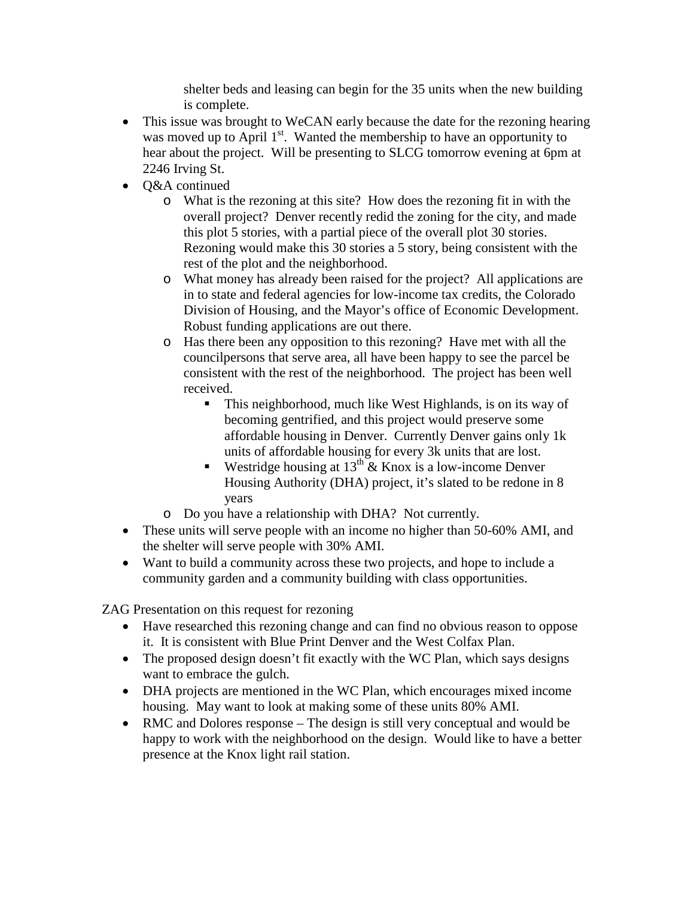shelter beds and leasing can begin for the 35 units when the new building is complete.

- This issue was brought to WeCAN early because the date for the rezoning hearing was moved up to April 1st. Wanted the membership to have an opportunity to hear about the project. Will be presenting to SLCG tomorrow evening at 6pm at 2246 Irving St.
- Q&A continued
  - What is the rezoning at this site? How does the rezoning fit in with the overall project? Denver recently redid the zoning for the city, and made this plot 5 stories, with a partial piece of the overall plot 30 stories. Rezoning would make this 30 stories a 5 story, being consistent with the rest of the plot and the neighborhood.
  - What money has already been raised for the project? All applications are in to state and federal agencies for low-income tax credits, the Colorado Division of Housing, and the Mayor's office of Economic Development. Robust funding applications are out there.
  - Has there been any opposition to this rezoning? Have met with all the councilpersons that serve area, all have been happy to see the parcel be consistent with the rest of the neighborhood. The project has been well received.
    - This neighborhood, much like West Highlands, is on its way of becoming gentrified, and this project would preserve some affordable housing in Denver. Currently Denver gains only 1k units of affordable housing for every 3k units that are lost.
    - Westridge housing at 13th & Knox is a low-income Denver Housing Authority (DHA) project, it's slated to be redone in 8 years
  - Do you have a relationship with DHA? Not currently.
- These units will serve people with an income no higher than 50-60% AMI, and the shelter will serve people with 30% AMI.
- Want to build a community across these two projects, and hope to include a community garden and a community building with class opportunities.

ZAG Presentation on this request for rezoning

- Have researched this rezoning change and can find no obvious reason to oppose it. It is consistent with Blue Print Denver and the West Colfax Plan.
- The proposed design doesn't fit exactly with the WC Plan, which says designs want to embrace the gulch.
- DHA projects are mentioned in the WC Plan, which encourages mixed income housing. May want to look at making some of these units 80% AMI.
- RMC and Dolores response – The design is still very conceptual and would be happy to work with the neighborhood on the design. Would like to have a better presence at the Knox light rail station.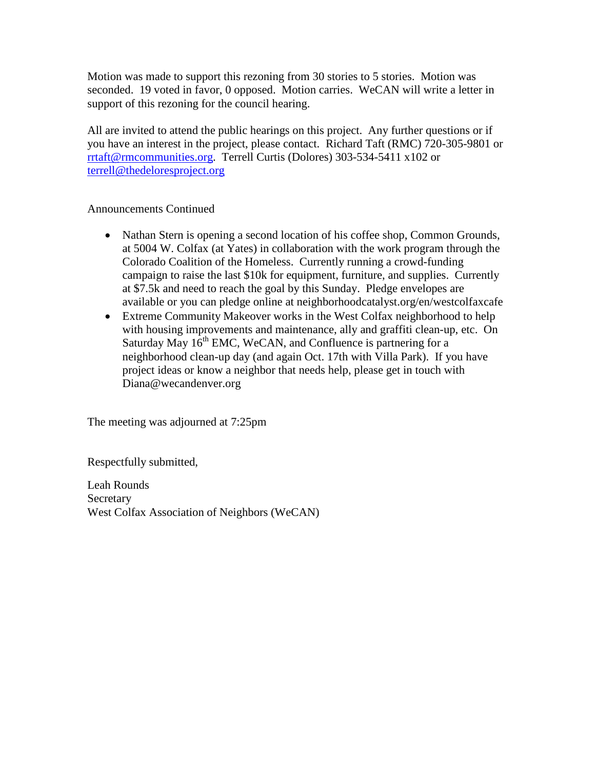Motion was made to support this rezoning from 30 stories to 5 stories. Motion was seconded. 19 voted in favor, 0 opposed. Motion carries. WeCAN will write a letter in support of this rezoning for the council hearing.

All are invited to attend the public hearings on this project. Any further questions or if you have an interest in the project, please contact. Richard Taft (RMC) 720-305-9801 or rrtaft@rmcommunities.org. Terrell Curtis (Dolores) 303-534-5411 x102 or terrell@thedeloresproject.org

Announcements Continued

- Nathan Stern is opening a second location of his coffee shop, Common Grounds, at 5004 W. Colfax (at Yates) in collaboration with the work program through the Colorado Coalition of the Homeless. Currently running a crowd-funding campaign to raise the last $10k for equipment, furniture, and supplies. Currently at $7.5k and need to reach the goal by this Sunday. Pledge envelopes are available or you can pledge online at neighborhoodcatalyst.org/en/westcolfaxcafe
- Extreme Community Makeover works in the West Colfax neighborhood to help with housing improvements and maintenance, ally and graffiti clean-up, etc. On Saturday May 16th EMC, WeCAN, and Confluence is partnering for a neighborhood clean-up day (and again Oct. 17th with Villa Park). If you have project ideas or know a neighbor that needs help, please get in touch with Diana@wecandenver.org

The meeting was adjourned at 7:25pm

Respectfully submitted,

Leah Rounds
Secretary
West Colfax Association of Neighbors (WeCAN)